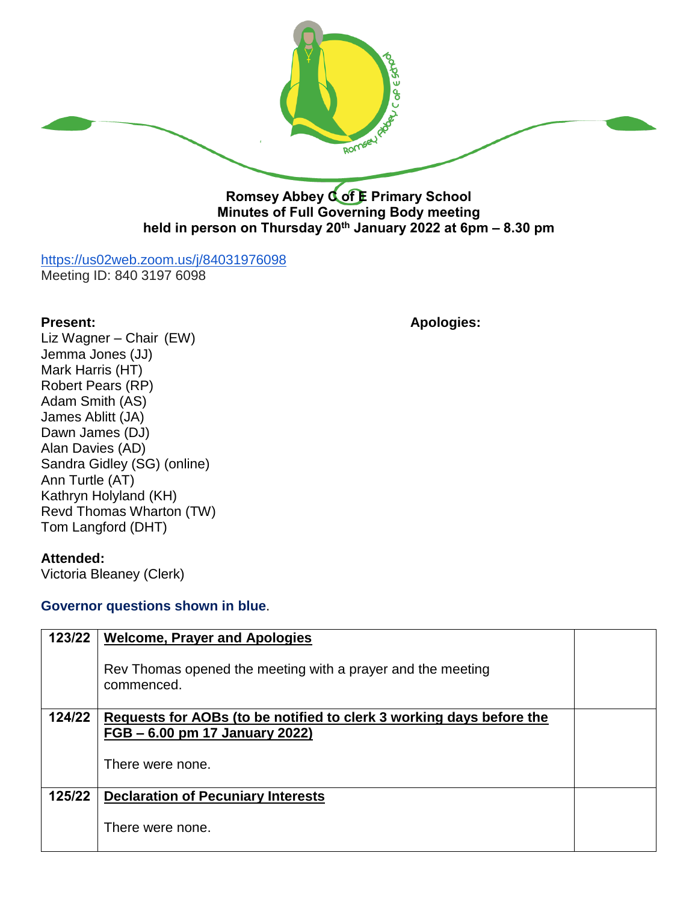**Romsey Abbey C of E Primary School**
**Minutes of Full Governing Body meeting**
**held in person on Thursday 20th January 2022 at 6pm – 8.30 pm**

https://us02web.zoom.us/j/84031976098
Meeting ID: 840 3197 6098

**Present:**
Liz Wagner – Chair (EW)
Jemma Jones (JJ)
Mark Harris (HT)
Robert Pears (RP)
Adam Smith (AS)
James Ablitt (JA)
Dawn James (DJ)
Alan Davies (AD)
Sandra Gidley (SG) (online)
Ann Turtle (AT)
Kathryn Holyland (KH)
Revd Thomas Wharton (TW)
Tom Langford (DHT)

**Apologies:**

**Attended:**
Victoria Bleaney (Clerk)

**Governor questions shown in blue**.

| | | |
|---|---|---|
| **123/22** | **Welcome, Prayer and Apologies**<br><br>Rev Thomas opened the meeting with a prayer and the meeting commenced. | |
| **124/22** | **Requests for AOBs (to be notified to clerk 3 working days before the FGB – 6.00 pm 17 January 2022)**<br><br>There were none. | |
| **125/22** | **Declaration of Pecuniary Interests**<br><br>There were none. | |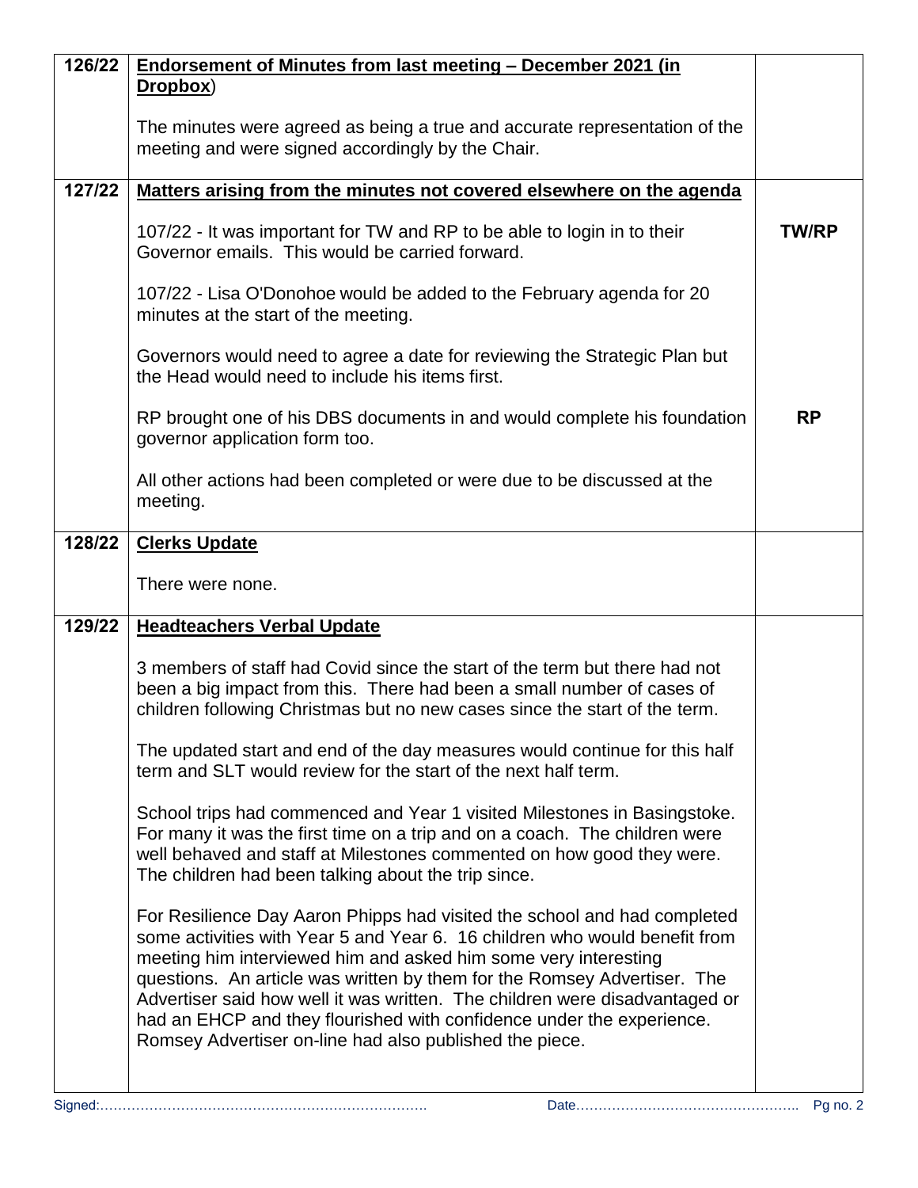| | | |
|---|---|---|
| **126/22** | **<u>Endorsement of Minutes from last meeting – December 2021 (in Dropbox</u>**)<br><br>The minutes were agreed as being a true and accurate representation of the meeting and were signed accordingly by the Chair. | |
| **127/22** | **<u>Matters arising from the minutes not covered elsewhere on the agenda</u>**<br><br>107/22 - It was important for TW and RP to be able to login in to their Governor emails. This would be carried forward.<br><br>107/22 - Lisa O'Donohoe would be added to the February agenda for 20 minutes at the start of the meeting.<br><br>Governors would need to agree a date for reviewing the Strategic Plan but the Head would need to include his items first.<br><br>RP brought one of his DBS documents in and would complete his foundation governor application form too.<br><br>All other actions had been completed or were due to be discussed at the meeting. | **TW/RP**<br><br><br><br><br><br><br>**RP** |
| **128/22** | **<u>Clerks Update</u>**<br><br>There were none. | |
| **129/22** | **<u>Headteachers Verbal Update</u>**<br><br>3 members of staff had Covid since the start of the term but there had not been a big impact from this. There had been a small number of cases of children following Christmas but no new cases since the start of the term.<br><br>The updated start and end of the day measures would continue for this half term and SLT would review for the start of the next half term.<br><br>School trips had commenced and Year 1 visited Milestones in Basingstoke. For many it was the first time on a trip and on a coach. The children were well behaved and staff at Milestones commented on how good they were. The children had been talking about the trip since.<br><br>For Resilience Day Aaron Phipps had visited the school and had completed some activities with Year 5 and Year 6. 16 children who would benefit from meeting him interviewed him and asked him some very interesting questions. An article was written by them for the Romsey Advertiser. The Advertiser said how well it was written. The children were disadvantaged or had an EHCP and they flourished with confidence under the experience. Romsey Advertiser on-line had also published the piece. | |

Signed:………………………………………………………………. Date…………………………………………..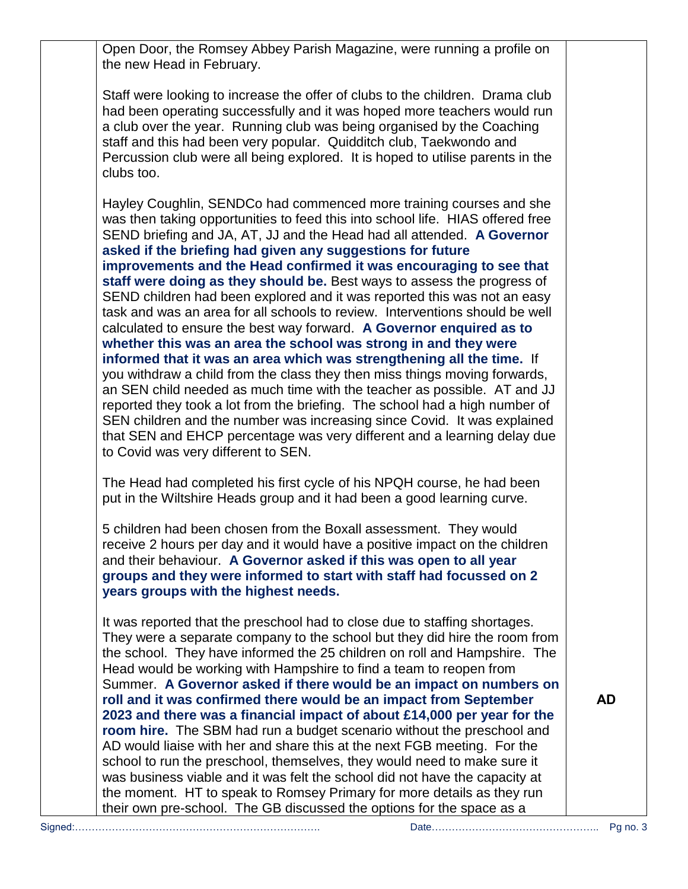Open Door, the Romsey Abbey Parish Magazine, were running a profile on the new Head in February.

Staff were looking to increase the offer of clubs to the children. Drama club had been operating successfully and it was hoped more teachers would run a club over the year. Running club was being organised by the Coaching staff and this had been very popular. Quidditch club, Taekwondo and Percussion club were all being explored. It is hoped to utilise parents in the clubs too.

Hayley Coughlin, SENDCo had commenced more training courses and she was then taking opportunities to feed this into school life. HIAS offered free SEND briefing and JA, AT, JJ and the Head had all attended. **A Governor asked if the briefing had given any suggestions for future improvements and the Head confirmed it was encouraging to see that staff were doing as they should be.** Best ways to assess the progress of SEND children had been explored and it was reported this was not an easy task and was an area for all schools to review. Interventions should be well calculated to ensure the best way forward. **A Governor enquired as to whether this was an area the school was strong in and they were informed that it was an area which was strengthening all the time.** If you withdraw a child from the class they then miss things moving forwards, an SEN child needed as much time with the teacher as possible. AT and JJ reported they took a lot from the briefing. The school had a high number of SEN children and the number was increasing since Covid. It was explained that SEN and EHCP percentage was very different and a learning delay due to Covid was very different to SEN.

The Head had completed his first cycle of his NPQH course, he had been put in the Wiltshire Heads group and it had been a good learning curve.

5 children had been chosen from the Boxall assessment. They would receive 2 hours per day and it would have a positive impact on the children and their behaviour. **A Governor asked if this was open to all year groups and they were informed to start with staff had focussed on 2 years groups with the highest needs.**

It was reported that the preschool had to close due to staffing shortages. They were a separate company to the school but they did hire the room from the school. They have informed the 25 children on roll and Hampshire. The Head would be working with Hampshire to find a team to reopen from Summer. **A Governor asked if there would be an impact on numbers on roll and it was confirmed there would be an impact from September 2023 and there was a financial impact of about £14,000 per year for the room hire.** The SBM had run a budget scenario without the preschool and AD would liaise with her and share this at the next FGB meeting. For the school to run the preschool, themselves, they would need to make sure it was business viable and it was felt the school did not have the capacity at the moment. HT to speak to Romsey Primary for more details as they run their own pre-school. The GB discussed the options for the space as a

**Action: AD**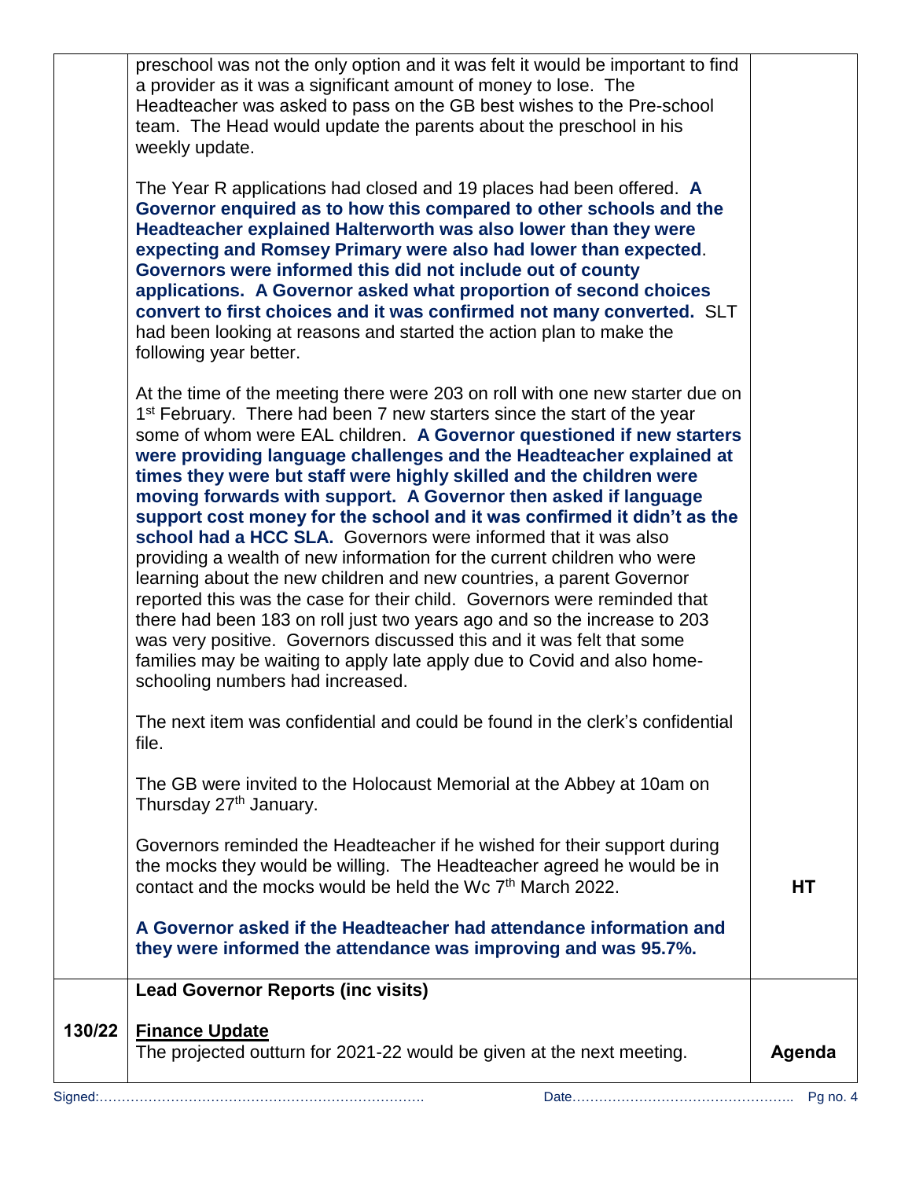| | | |
|---|---|---|
| | preschool was not the only option and it was felt it would be important to find a provider as it was a significant amount of money to lose. The Headteacher was asked to pass on the GB best wishes to the Pre-school team. The Head would update the parents about the preschool in his weekly update.<br><br>The Year R applications had closed and 19 places had been offered. **A Governor enquired as to how this compared to other schools and the Headteacher explained Halterworth was also lower than they were expecting and Romsey Primary were also had lower than expected**. **Governors were informed this did not include out of county applications. A Governor asked what proportion of second choices convert to first choices and it was confirmed not many converted.** SLT had been looking at reasons and started the action plan to make the following year better.<br><br>At the time of the meeting there were 203 on roll with one new starter due on 1st February. There had been 7 new starters since the start of the year some of whom were EAL children. **A Governor questioned if new starters were providing language challenges and the Headteacher explained at times they were but staff were highly skilled and the children were moving forwards with support. A Governor then asked if language support cost money for the school and it was confirmed it didn't as the school had a HCC SLA.** Governors were informed that it was also providing a wealth of new information for the current children who were learning about the new children and new countries, a parent Governor reported this was the case for their child. Governors were reminded that there had been 183 on roll just two years ago and so the increase to 203 was very positive. Governors discussed this and it was felt that some families may be waiting to apply late apply due to Covid and also home-schooling numbers had increased.<br><br>The next item was confidential and could be found in the clerk's confidential file.<br><br>The GB were invited to the Holocaust Memorial at the Abbey at 10am on Thursday 27th January.<br><br>Governors reminded the Headteacher if he wished for their support during the mocks they would be willing. The Headteacher agreed he would be in contact and the mocks would be held the Wc 7th March 2022.<br><br>**A Governor asked if the Headteacher had attendance information and they were informed the attendance was improving and was 95.7%.** | **HT** |
| 130/22 | **Lead Governor Reports (inc visits)**<br><br>**Finance Update**<br>The projected outturn for 2021-22 would be given at the next meeting. | **Agenda** |

Signed:……………………………………………………………… Date…………………………………………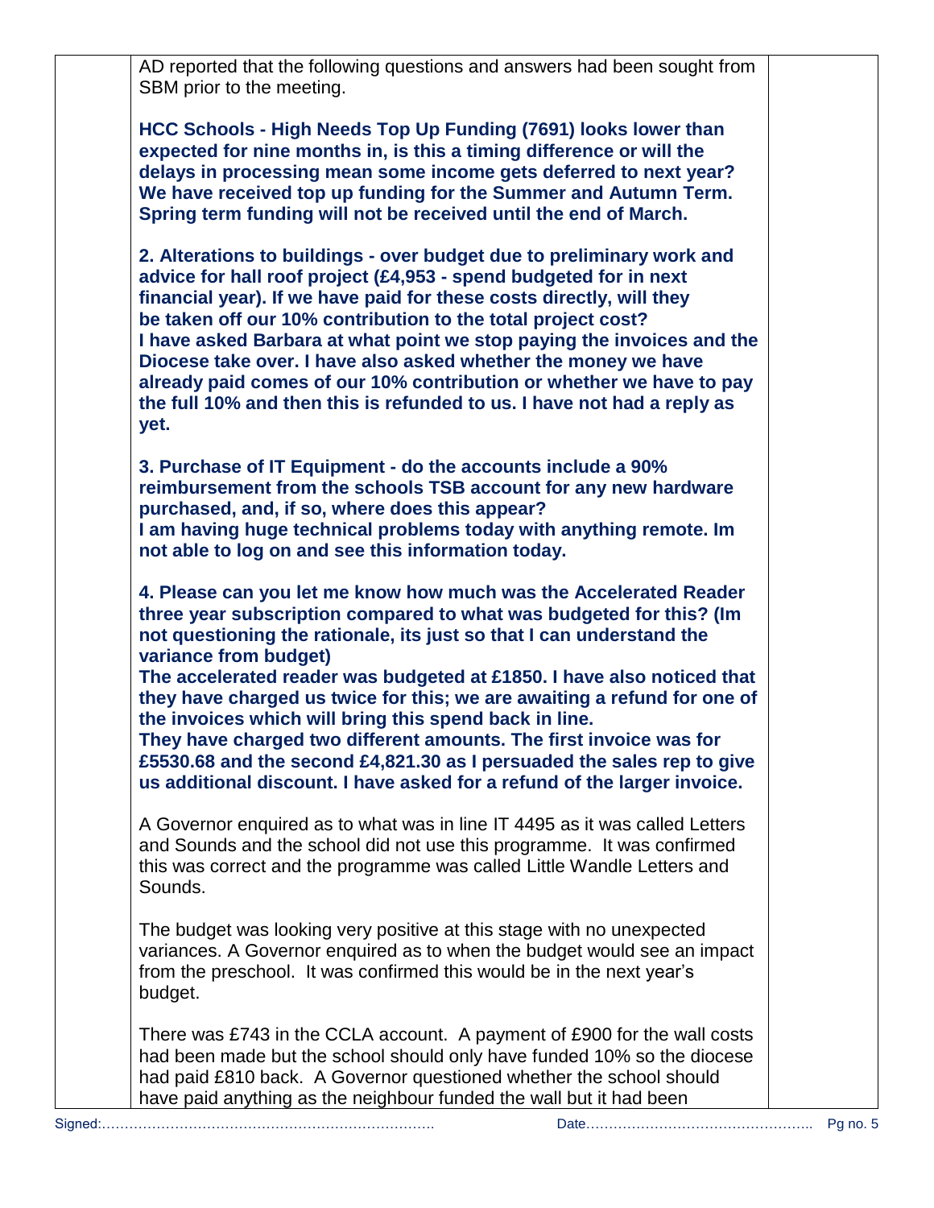AD reported that the following questions and answers had been sought from SBM prior to the meeting.

**HCC Schools - High Needs Top Up Funding (7691) looks lower than expected for nine months in, is this a timing difference or will the delays in processing mean some income gets deferred to next year? We have received top up funding for the Summer and Autumn Term. Spring term funding will not be received until the end of March.**

**2. Alterations to buildings - over budget due to preliminary work and advice for hall roof project (£4,953 - spend budgeted for in next financial year). If we have paid for these costs directly, will they be taken off our 10% contribution to the total project cost? I have asked Barbara at what point we stop paying the invoices and the Diocese take over. I have also asked whether the money we have already paid comes of our 10% contribution or whether we have to pay the full 10% and then this is refunded to us. I have not had a reply as yet.**

**3. Purchase of IT Equipment - do the accounts include a 90% reimbursement from the schools TSB account for any new hardware purchased, and, if so, where does this appear? I am having huge technical problems today with anything remote. Im not able to log on and see this information today.**

**4. Please can you let me know how much was the Accelerated Reader three year subscription compared to what was budgeted for this? (Im not questioning the rationale, its just so that I can understand the variance from budget) The accelerated reader was budgeted at £1850. I have also noticed that they have charged us twice for this; we are awaiting a refund for one of the invoices which will bring this spend back in line. They have charged two different amounts. The first invoice was for £5530.68 and the second £4,821.30 as I persuaded the sales rep to give us additional discount. I have asked for a refund of the larger invoice.**

A Governor enquired as to what was in line IT 4495 as it was called Letters and Sounds and the school did not use this programme. It was confirmed this was correct and the programme was called Little Wandle Letters and Sounds.

The budget was looking very positive at this stage with no unexpected variances. A Governor enquired as to when the budget would see an impact from the preschool. It was confirmed this would be in the next year's budget.

There was £743 in the CCLA account. A payment of £900 for the wall costs had been made but the school should only have funded 10% so the diocese had paid £810 back. A Governor questioned whether the school should have paid anything as the neighbour funded the wall but it had been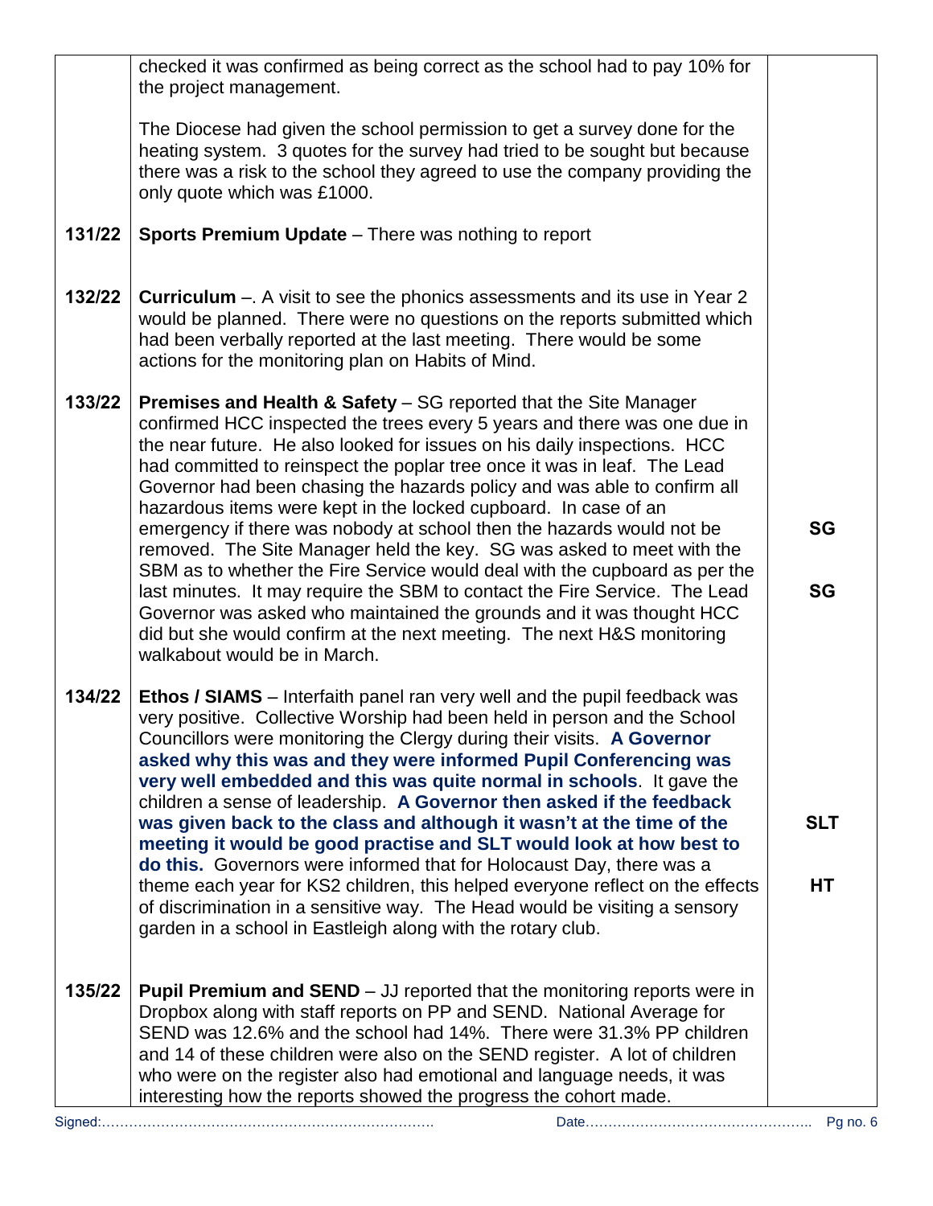| | | |
|---|---|---|
| | checked it was confirmed as being correct as the school had to pay 10% for the project management.<br><br>The Diocese had given the school permission to get a survey done for the heating system. 3 quotes for the survey had tried to be sought but because there was a risk to the school they agreed to use the company providing the only quote which was £1000. | |
| **131/22** | **Sports Premium Update** – There was nothing to report | |
| **132/22** | **Curriculum** –. A visit to see the phonics assessments and its use in Year 2 would be planned. There were no questions on the reports submitted which had been verbally reported at the last meeting. There would be some actions for the monitoring plan on Habits of Mind. | |
| **133/22** | **Premises and Health & Safety** – SG reported that the Site Manager confirmed HCC inspected the trees every 5 years and there was one due in the near future. He also looked for issues on his daily inspections. HCC had committed to reinspect the poplar tree once it was in leaf. The Lead Governor had been chasing the hazards policy and was able to confirm all hazardous items were kept in the locked cupboard. In case of an emergency if there was nobody at school then the hazards would not be removed. The Site Manager held the key. SG was asked to meet with the SBM as to whether the Fire Service would deal with the cupboard as per the last minutes. It may require the SBM to contact the Fire Service. The Lead Governor was asked who maintained the grounds and it was thought HCC did but she would confirm at the next meeting. The next H&S monitoring walkabout would be in March. | **SG**<br><br>**SG** |
| **134/22** | **Ethos / SIAMS** – Interfaith panel ran very well and the pupil feedback was very positive. Collective Worship had been held in person and the School Councillors were monitoring the Clergy during their visits. **A Governor asked why this was and they were informed Pupil Conferencing was very well embedded and this was quite normal in schools**. It gave the children a sense of leadership. **A Governor then asked if the feedback was given back to the class and although it wasn't at the time of the meeting it would be good practise and SLT would look at how best to do this.** Governors were informed that for Holocaust Day, there was a theme each year for KS2 children, this helped everyone reflect on the effects of discrimination in a sensitive way. The Head would be visiting a sensory garden in a school in Eastleigh along with the rotary club. | **SLT**<br><br>**HT** |
| **135/22** | **Pupil Premium and SEND** – JJ reported that the monitoring reports were in Dropbox along with staff reports on PP and SEND. National Average for SEND was 12.6% and the school had 14%. There were 31.3% PP children and 14 of these children were also on the SEND register. A lot of children who were on the register also had emotional and language needs, it was interesting how the reports showed the progress the cohort made. | |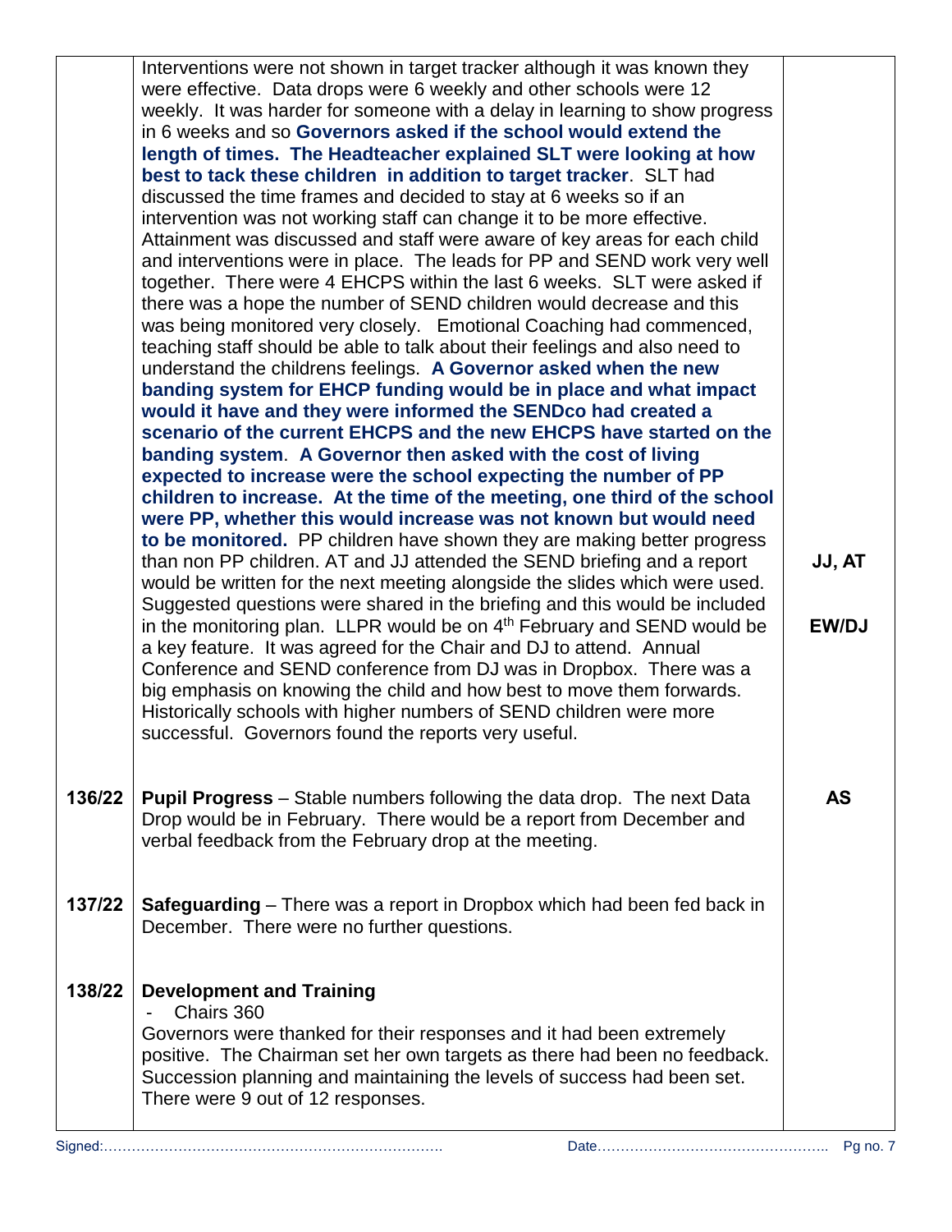| | | |
|---|---|---|
| | Interventions were not shown in target tracker although it was known they were effective. Data drops were 6 weekly and other schools were 12 weekly. It was harder for someone with a delay in learning to show progress in 6 weeks and so **Governors asked if the school would extend the length of times. The Headteacher explained SLT were looking at how best to tack these children in addition to target tracker**. SLT had discussed the time frames and decided to stay at 6 weeks so if an intervention was not working staff can change it to be more effective. Attainment was discussed and staff were aware of key areas for each child and interventions were in place. The leads for PP and SEND work very well together. There were 4 EHCPS within the last 6 weeks. SLT were asked if there was a hope the number of SEND children would decrease and this was being monitored very closely. Emotional Coaching had commenced, teaching staff should be able to talk about their feelings and also need to understand the childrens feelings. **A Governor asked when the new banding system for EHCP funding would be in place and what impact would it have and they were informed the SENDco had created a scenario of the current EHCPS and the new EHCPS have started on the banding system**. **A Governor then asked with the cost of living expected to increase were the school expecting the number of PP children to increase. At the time of the meeting, one third of the school were PP, whether this would increase was not known but would need to be monitored.** PP children have shown they are making better progress than non PP children. AT and JJ attended the SEND briefing and a report would be written for the next meeting alongside the slides which were used. Suggested questions were shared in the briefing and this would be included in the monitoring plan. LLPR would be on 4th February and SEND would be a key feature. It was agreed for the Chair and DJ to attend. Annual Conference and SEND conference from DJ was in Dropbox. There was a big emphasis on knowing the child and how best to move them forwards. Historically schools with higher numbers of SEND children were more successful. Governors found the reports very useful. | **JJ, AT**<br><br>**EW/DJ** |
| **136/22** | **Pupil Progress** – Stable numbers following the data drop. The next Data Drop would be in February. There would be a report from December and verbal feedback from the February drop at the meeting. | **AS** |
| **137/22** | **Safeguarding** – There was a report in Dropbox which had been fed back in December. There were no further questions. | |
| **138/22** | **Development and Training**<br>- Chairs 360<br>Governors were thanked for their responses and it had been extremely positive. The Chairman set her own targets as there had been no feedback. Succession planning and maintaining the levels of success had been set. There were 9 out of 12 responses. | |

Signed:……………………………………………………………… Date…………………………………………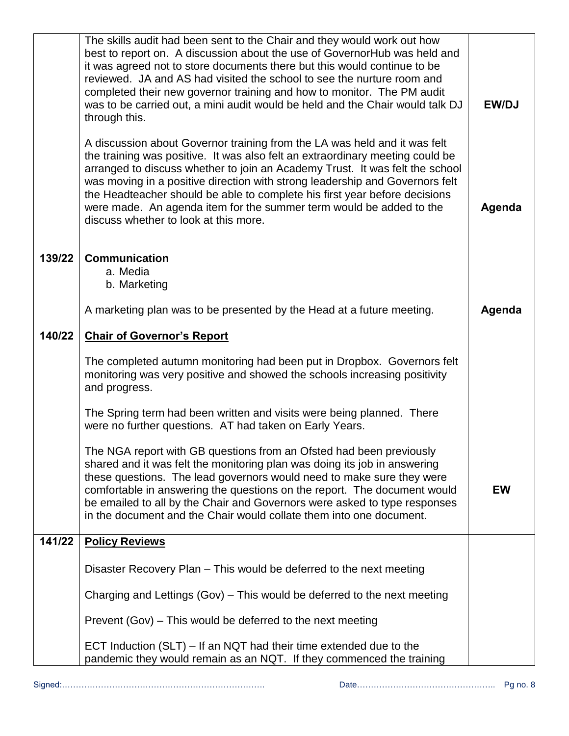| | | |
|---|---|---|
| | The skills audit had been sent to the Chair and they would work out how best to report on. A discussion about the use of GovernorHub was held and it was agreed not to store documents there but this would continue to be reviewed. JA and AS had visited the school to see the nurture room and completed their new governor training and how to monitor. The PM audit was to be carried out, a mini audit would be held and the Chair would talk DJ through this. | **EW/DJ** |
| | A discussion about Governor training from the LA was held and it was felt the training was positive. It was also felt an extraordinary meeting could be arranged to discuss whether to join an Academy Trust. It was felt the school was moving in a positive direction with strong leadership and Governors felt the Headteacher should be able to complete his first year before decisions were made. An agenda item for the summer term would be added to the discuss whether to look at this more. | **Agenda** |
| **139/22** | **Communication**<br>a. Media<br>b. Marketing | |
| | A marketing plan was to be presented by the Head at a future meeting. | **Agenda** |
| **140/22** | **<u>Chair of Governor's Report</u>** | |
| | The completed autumn monitoring had been put in Dropbox. Governors felt monitoring was very positive and showed the schools increasing positivity and progress. | |
| | The Spring term had been written and visits were being planned. There were no further questions. AT had taken on Early Years. | |
| | The NGA report with GB questions from an Ofsted had been previously shared and it was felt the monitoring plan was doing its job in answering these questions. The lead governors would need to make sure they were comfortable in answering the questions on the report. The document would be emailed to all by the Chair and Governors were asked to type responses in the document and the Chair would collate them into one document. | **EW** |
| **141/22** | **<u>Policy Reviews</u>** | |
| | Disaster Recovery Plan – This would be deferred to the next meeting | |
| | Charging and Lettings (Gov) – This would be deferred to the next meeting | |
| | Prevent (Gov) – This would be deferred to the next meeting | |
| | ECT Induction (SLT) – If an NQT had their time extended due to the pandemic they would remain as an NQT. If they commenced the training | |

Signed:…………………………………………………………………. Date…………………………………………..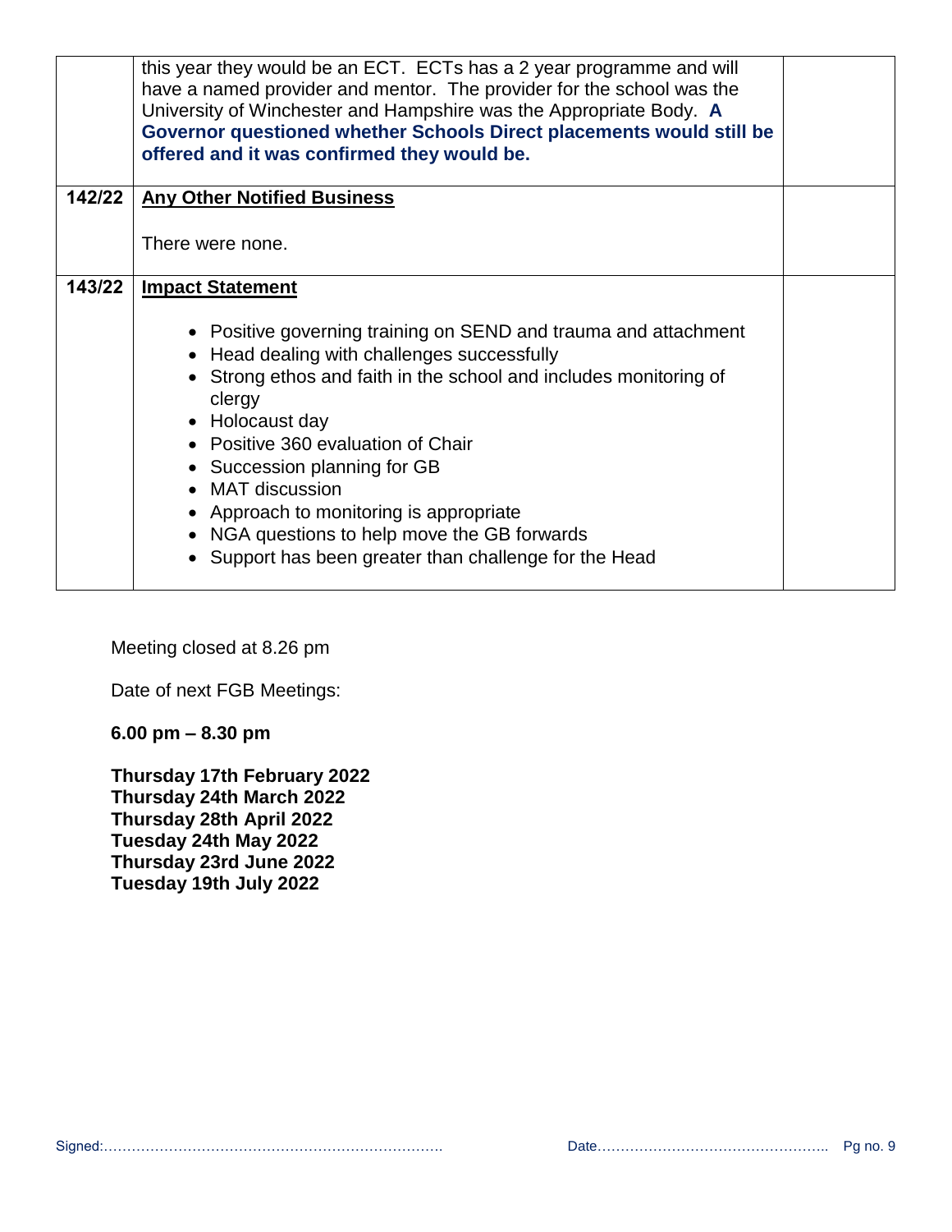| | | |
|---|---|---|
| | this year they would be an ECT. ECTs has a 2 year programme and will have a named provider and mentor. The provider for the school was the University of Winchester and Hampshire was the Appropriate Body. **A Governor questioned whether Schools Direct placements would still be offered and it was confirmed they would be.** | |
| **142/22** | **Any Other Notified Business**<br><br>There were none. | |
| **143/22** | **Impact Statement**<br><br>• Positive governing training on SEND and trauma and attachment<br>• Head dealing with challenges successfully<br>• Strong ethos and faith in the school and includes monitoring of clergy<br>• Holocaust day<br>• Positive 360 evaluation of Chair<br>• Succession planning for GB<br>• MAT discussion<br>• Approach to monitoring is appropriate<br>• NGA questions to help move the GB forwards<br>• Support has been greater than challenge for the Head | |

Meeting closed at 8.26 pm

Date of next FGB Meetings:

**6.00 pm – 8.30 pm**

**Thursday 17th February 2022**
**Thursday 24th March 2022**
**Thursday 28th April 2022**
**Tuesday 24th May 2022**
**Thursday 23rd June 2022**
**Tuesday 19th July 2022**

Signed:………………………………………………………………… Date…………………………………………..